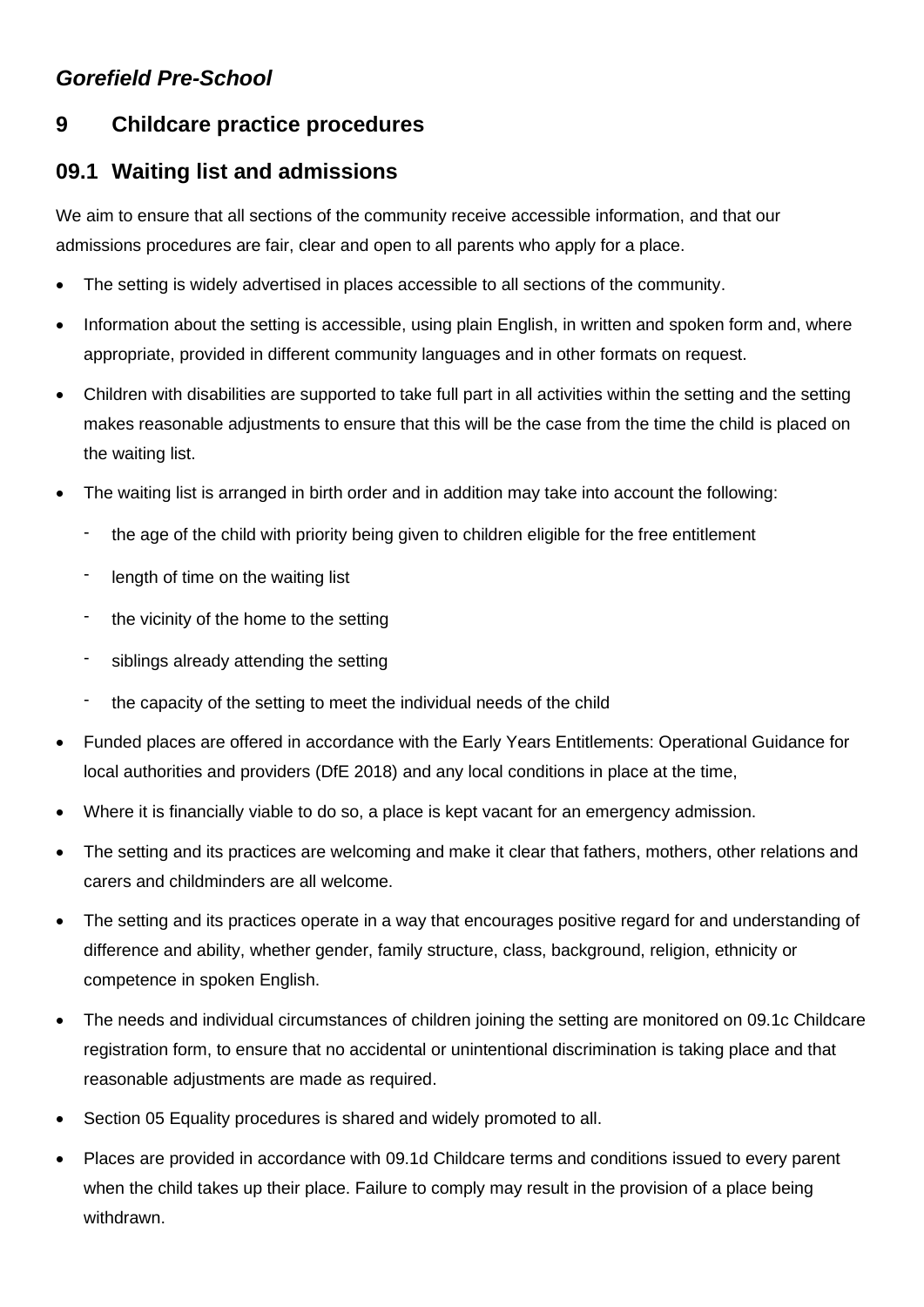*Gorefield Pre-School*

# 9 Childcare practice procedures

## 09.1 Waiting list and admissions

We aim to ensure that all sections of the community receive accessible information, and that our admissions procedures are fair, clear and open to all parents who apply for a place.

- The setting is widely advertised in places accessible to all sections of the community.
- Information about the setting is accessible, using plain English, in written and spoken form and, where appropriate, provided in different community languages and in other formats on request.
- Children with disabilities are supported to take full part in all activities within the setting and the setting makes reasonable adjustments to ensure that this will be the case from the time the child is placed on the waiting list.
- The waiting list is arranged in birth order and in addition may take into account the following:
  - the age of the child with priority being given to children eligible for the free entitlement
  - length of time on the waiting list
  - the vicinity of the home to the setting
  - siblings already attending the setting
  - the capacity of the setting to meet the individual needs of the child
- Funded places are offered in accordance with the Early Years Entitlements: Operational Guidance for local authorities and providers (DfE 2018) and any local conditions in place at the time,
- Where it is financially viable to do so, a place is kept vacant for an emergency admission.
- The setting and its practices are welcoming and make it clear that fathers, mothers, other relations and carers and childminders are all welcome.
- The setting and its practices operate in a way that encourages positive regard for and understanding of difference and ability, whether gender, family structure, class, background, religion, ethnicity or competence in spoken English.
- The needs and individual circumstances of children joining the setting are monitored on 09.1c Childcare registration form, to ensure that no accidental or unintentional discrimination is taking place and that reasonable adjustments are made as required.
- Section 05 Equality procedures is shared and widely promoted to all.
- Places are provided in accordance with 09.1d Childcare terms and conditions issued to every parent when the child takes up their place. Failure to comply may result in the provision of a place being withdrawn.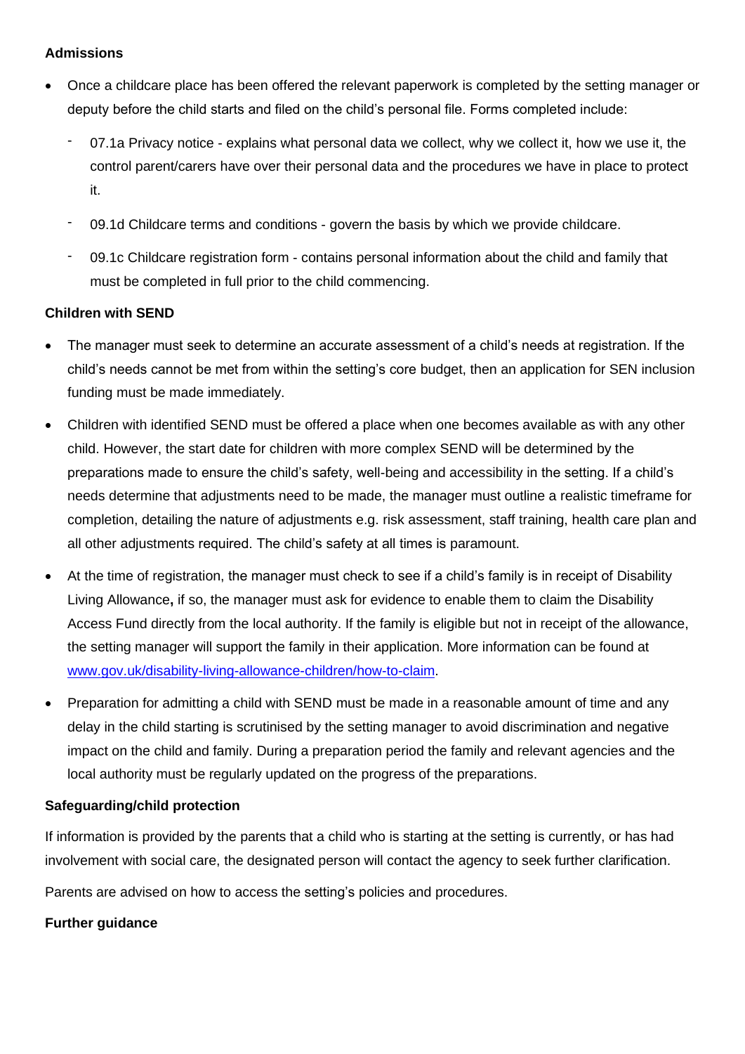**Admissions**

- Once a childcare place has been offered the relevant paperwork is completed by the setting manager or deputy before the child starts and filed on the child's personal file. Forms completed include:
  - 07.1a Privacy notice - explains what personal data we collect, why we collect it, how we use it, the control parent/carers have over their personal data and the procedures we have in place to protect it.
  - 09.1d Childcare terms and conditions - govern the basis by which we provide childcare.
  - 09.1c Childcare registration form - contains personal information about the child and family that must be completed in full prior to the child commencing.

**Children with SEND**

- The manager must seek to determine an accurate assessment of a child's needs at registration. If the child's needs cannot be met from within the setting's core budget, then an application for SEN inclusion funding must be made immediately.
- Children with identified SEND must be offered a place when one becomes available as with any other child. However, the start date for children with more complex SEND will be determined by the preparations made to ensure the child's safety, well-being and accessibility in the setting. If a child's needs determine that adjustments need to be made, the manager must outline a realistic timeframe for completion, detailing the nature of adjustments e.g. risk assessment, staff training, health care plan and all other adjustments required. The child's safety at all times is paramount.
- At the time of registration, the manager must check to see if a child's family is in receipt of Disability Living Allowance**,** if so, the manager must ask for evidence to enable them to claim the Disability Access Fund directly from the local authority. If the family is eligible but not in receipt of the allowance, the setting manager will support the family in their application. More information can be found at [www.gov.uk/disability-living-allowance-children/how-to-claim](www.gov.uk/disability-living-allowance-children/how-to-claim).
- Preparation for admitting a child with SEND must be made in a reasonable amount of time and any delay in the child starting is scrutinised by the setting manager to avoid discrimination and negative impact on the child and family. During a preparation period the family and relevant agencies and the local authority must be regularly updated on the progress of the preparations.

**Safeguarding/child protection**

If information is provided by the parents that a child who is starting at the setting is currently, or has had involvement with social care, the designated person will contact the agency to seek further clarification.

Parents are advised on how to access the setting's policies and procedures.

**Further guidance**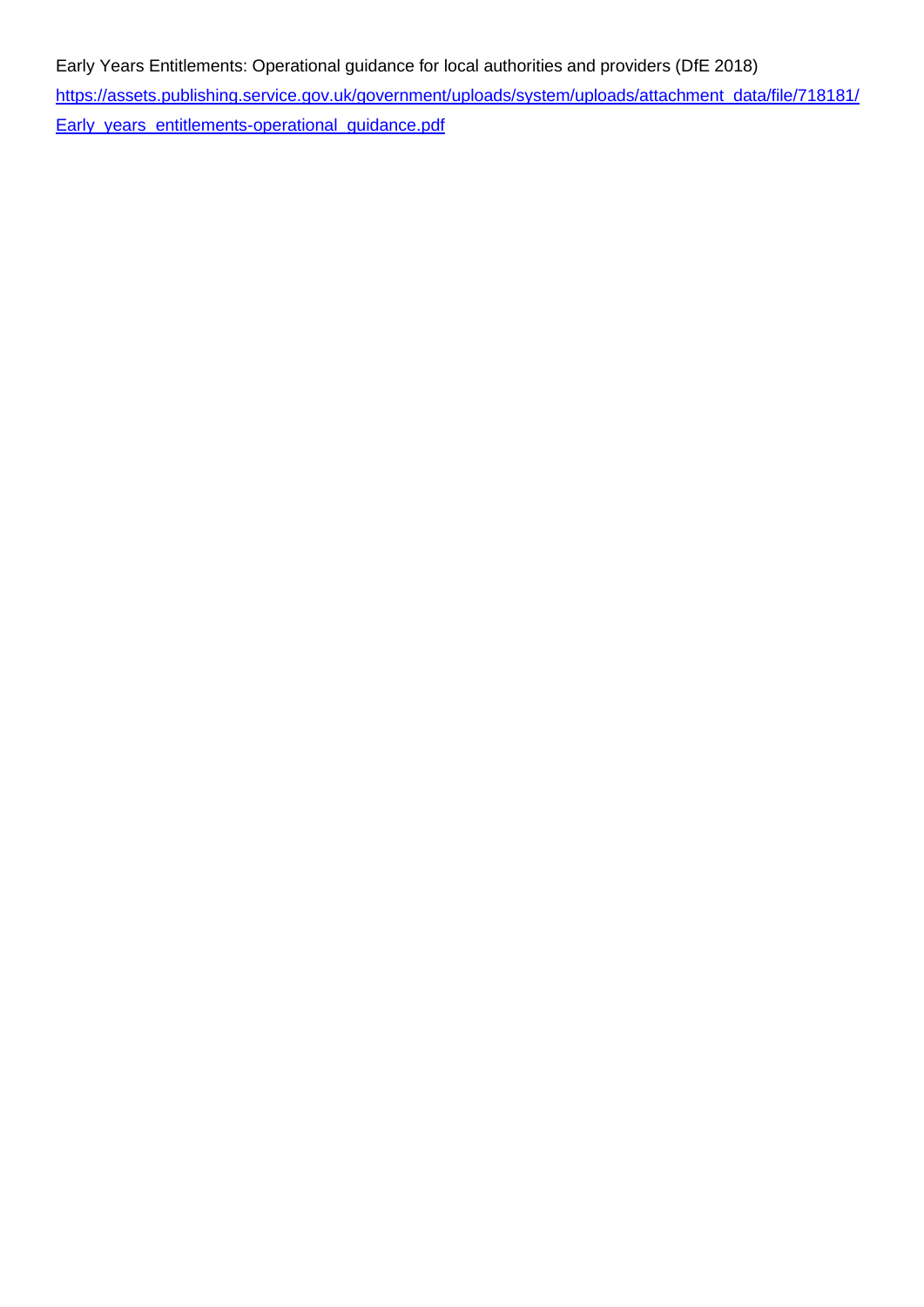Early Years Entitlements: Operational guidance for local authorities and providers (DfE 2018)
[https://assets.publishing.service.gov.uk/government/uploads/system/uploads/attachment_data/file/718181/Early_years_entitlements-operational_guidance.pdf](https://assets.publishing.service.gov.uk/government/uploads/system/uploads/attachment_data/file/718181/Early_years_entitlements-operational_guidance.pdf)